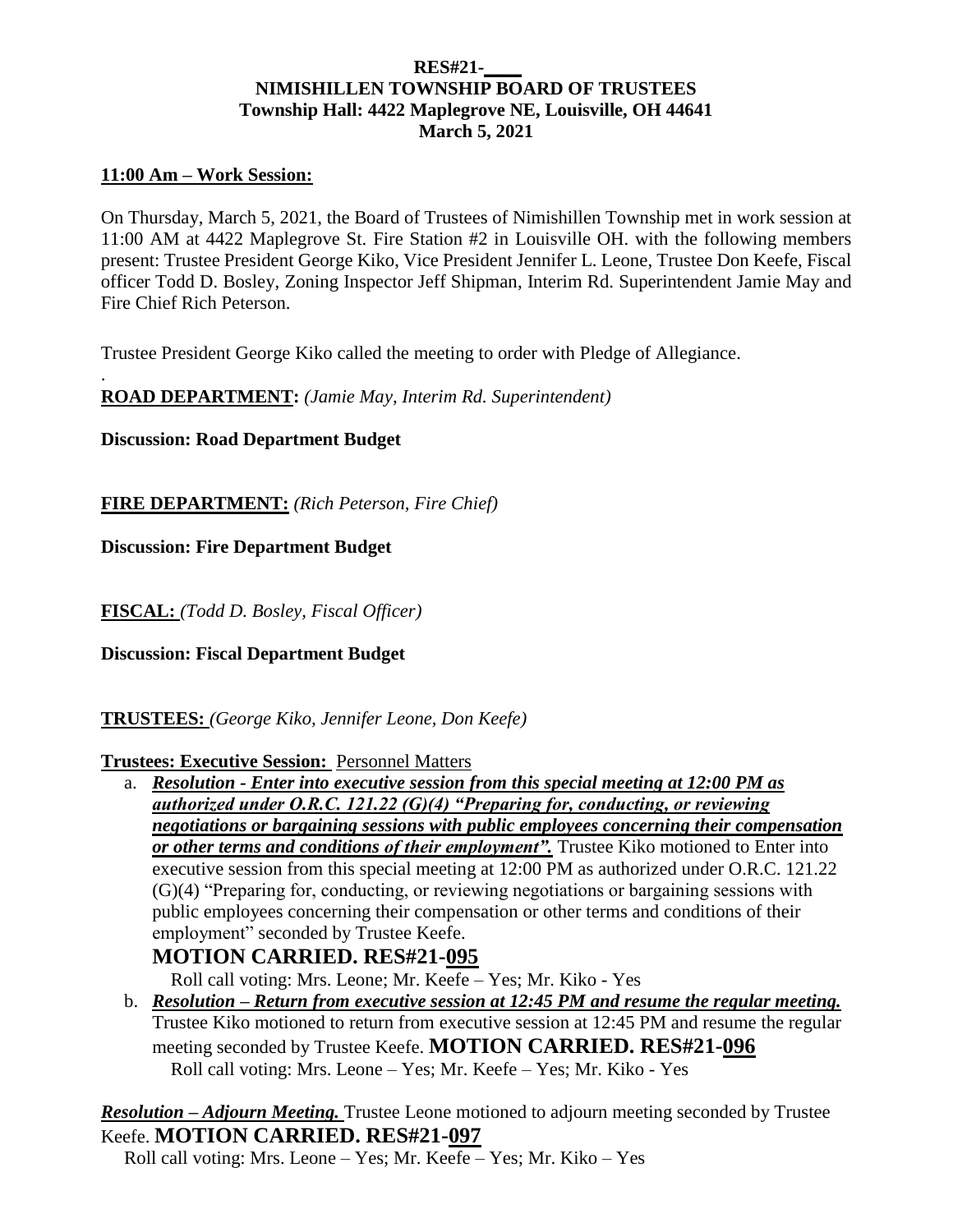**RES#21-\_\_\_\_**
**NIMISHILLEN TOWNSHIP BOARD OF TRUSTEES**
**Township Hall: 4422 Maplegrove NE, Louisville, OH 44641**
**March 5, 2021**

**11:00 Am – Work Session:**

On Thursday, March 5, 2021, the Board of Trustees of Nimishillen Township met in work session at 11:00 AM at 4422 Maplegrove St. Fire Station #2 in Louisville OH. with the following members present: Trustee President George Kiko, Vice President Jennifer L. Leone, Trustee Don Keefe, Fiscal officer Todd D. Bosley, Zoning Inspector Jeff Shipman, Interim Rd. Superintendent Jamie May and Fire Chief Rich Peterson.

Trustee President George Kiko called the meeting to order with Pledge of Allegiance.

.

**ROAD DEPARTMENT:** *(Jamie May, Interim Rd. Superintendent)*

**Discussion: Road Department Budget**

**FIRE DEPARTMENT:** *(Rich Peterson, Fire Chief)*

**Discussion: Fire Department Budget**

**FISCAL:** *(Todd D. Bosley, Fiscal Officer)*

**Discussion: Fiscal Department Budget**

**TRUSTEES:** *(George Kiko, Jennifer Leone, Don Keefe)*

**Trustees: Executive Session:** Personnel Matters

a. ***Resolution - Enter into executive session from this special meeting at 12:00 PM as authorized under O.R.C. 121.22 (G)(4) "Preparing for, conducting, or reviewing negotiations or bargaining sessions with public employees concerning their compensation or other terms and conditions of their employment".*** Trustee Kiko motioned to Enter into executive session from this special meeting at 12:00 PM as authorized under O.R.C. 121.22 (G)(4) "Preparing for, conducting, or reviewing negotiations or bargaining sessions with public employees concerning their compensation or other terms and conditions of their employment" seconded by Trustee Keefe.
   **MOTION CARRIED. RES#21-095**
   Roll call voting: Mrs. Leone; Mr. Keefe – Yes; Mr. Kiko - Yes

b. ***Resolution – Return from executive session at 12:45 PM and resume the regular meeting.*** Trustee Kiko motioned to return from executive session at 12:45 PM and resume the regular meeting seconded by Trustee Keefe. **MOTION CARRIED. RES#21-096**
   Roll call voting: Mrs. Leone – Yes; Mr. Keefe – Yes; Mr. Kiko - Yes

***Resolution – Adjourn Meeting.*** Trustee Leone motioned to adjourn meeting seconded by Trustee Keefe. **MOTION CARRIED. RES#21-097**
Roll call voting: Mrs. Leone – Yes; Mr. Keefe – Yes; Mr. Kiko – Yes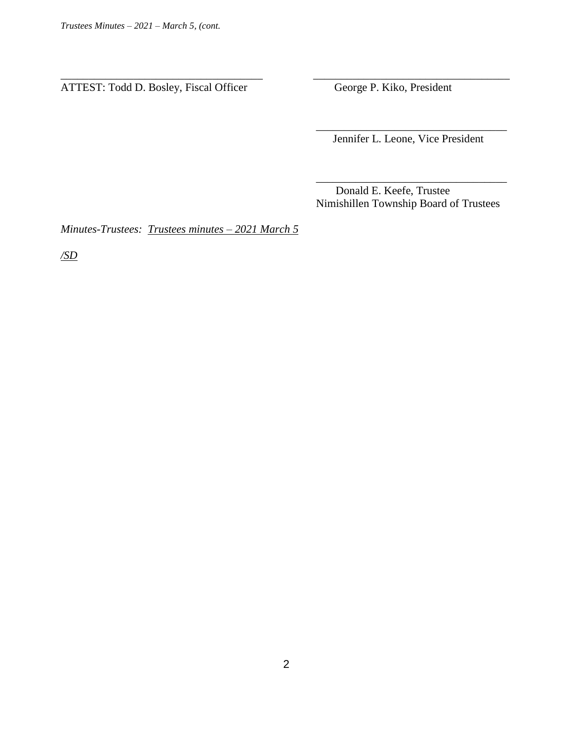\_\_\_\_\_\_\_\_\_\_\_\_\_\_\_\_\_\_\_\_\_\_\_\_\_\_\_\_\_\_\_\_\_\_\_ 
ATTEST: Todd D. Bosley, Fiscal Officer

\_\_\_\_\_\_\_\_\_\_\_\_\_\_\_\_\_\_\_\_\_\_\_\_\_\_\_\_\_\_\_\_\_\_\_ 
George P. Kiko, President

\_\_\_\_\_\_\_\_\_\_\_\_\_\_\_\_\_\_\_\_\_\_\_\_\_\_\_\_\_\_\_\_\_\_\_ 
Jennifer L. Leone, Vice President

\_\_\_\_\_\_\_\_\_\_\_\_\_\_\_\_\_\_\_\_\_\_\_\_\_\_\_\_\_\_\_\_\_\_\_ 
Donald E. Keefe, Trustee 
Nimishillen Township Board of Trustees

*Minutes-Trustees: Trustees minutes – 2021 March 5*

*/SD*